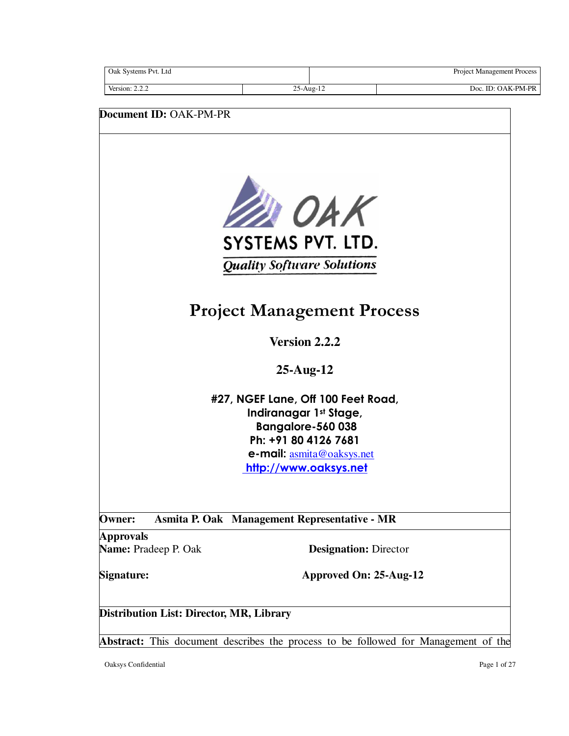**Document ID:** OAK-PM-PR

OAK SYSTEMS PVT. LTD.

*Quality Software Solutions*

# Project Management Process

**Version 2.2.2**

**25-Aug-12**

**#27, NGEF Lane, Off 100 Feet Road,**
**Indiranagar 1st Stage,**
**Bangalore-560 038**
**Ph: +91 80 4126 7681**
**e-mail:** asmita@oaksys.net
**http://www.oaksys.net**

**Owner: Asmita P. Oak Management Representative - MR**

**Approvals**

**Name:** Pradeep P. Oak **Designation:** Director

**Signature:** **Approved On: 25-Aug-12**

**Distribution List: Director, MR, Library**

**Abstract:** This document describes the process to be followed for Management of the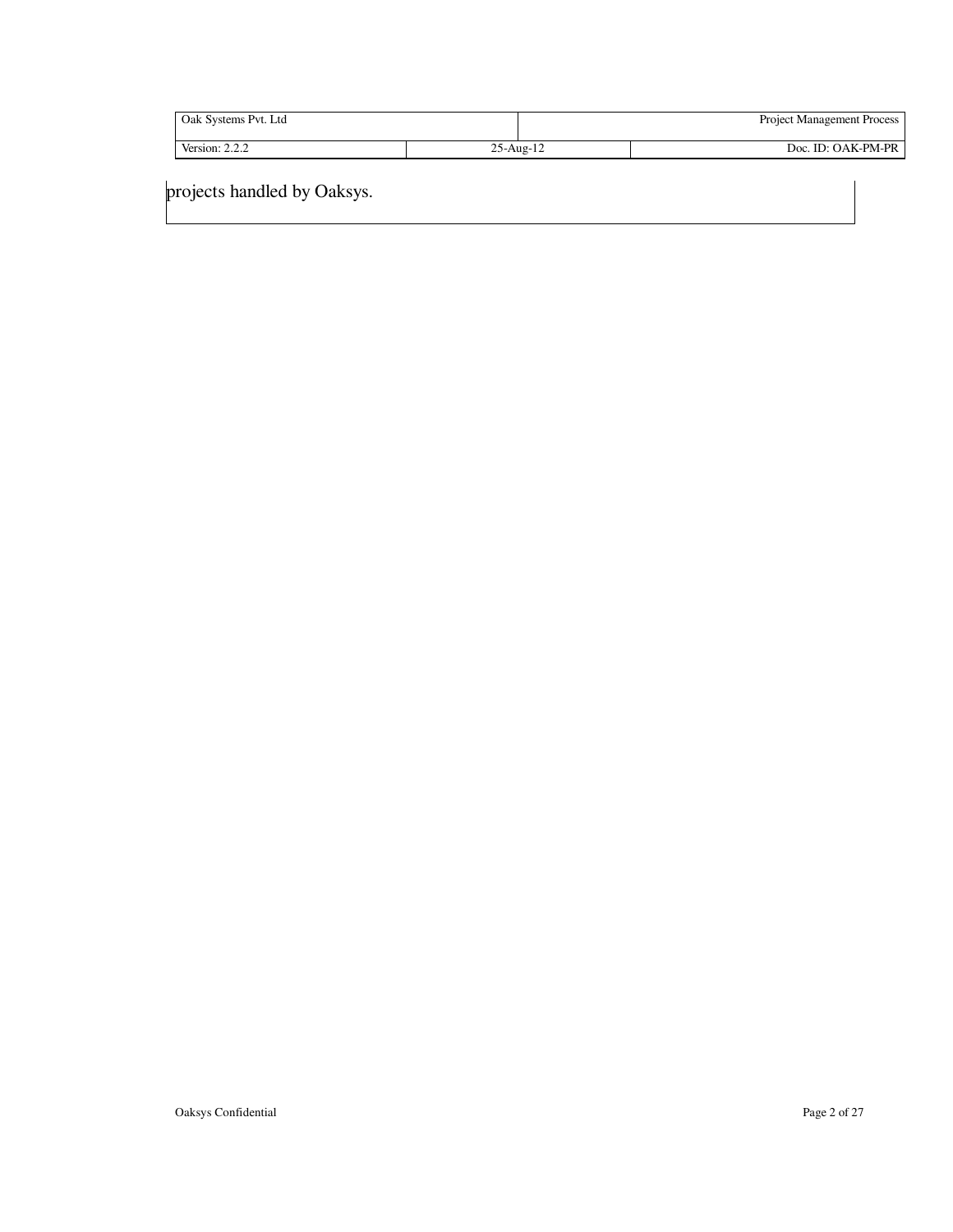projects handled by Oaksys.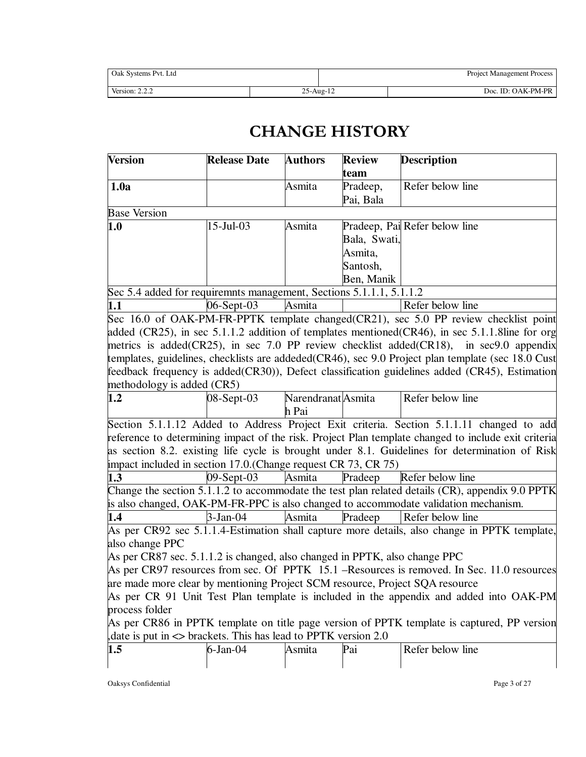# CHANGE HISTORY

| Version | Release Date | Authors | Review team | Description |
|---|---|---|---|---|
| **1.0a** | | Asmita | Pradeep, Pai, Bala | Refer below line |
| Base Version | | | | |
| **1.0** | 15-Jul-03 | Asmita | Pradeep, Pai Bala, Swati, Asmita, Santosh, Ben, Manik | Refer below line |
| Sec 5.4 added for requiremnts management, Sections 5.1.1.1, 5.1.1.2 | | | | |
| **1.1** | 06-Sept-03 | Asmita | | Refer below line |
| Sec 16.0 of OAK-PM-FR-PPTK template changed(CR21), sec 5.0 PP review checklist point added (CR25), in sec 5.1.1.2 addition of templates mentioned(CR46), in sec 5.1.1.8line for org metrics is added(CR25), in sec 7.0 PP review checklist added(CR18), in sec9.0 appendix templates, guidelines, checklists are addeded(CR46), sec 9.0 Project plan template (sec 18.0 Cust feedback frequency is added(CR30)), Defect classification guidelines added (CR45), Estimation methodology is added (CR5) | | | | |
| **1.2** | 08-Sept-03 | Narendranath Pai | Asmita | Refer below line |
| Section 5.1.1.12 Added to Address Project Exit criteria. Section 5.1.1.11 changed to add reference to determining impact of the risk. Project Plan template changed to include exit criteria as section 8.2. existing life cycle is brought under 8.1. Guidelines for determination of Risk impact included in section 17.0.(Change request CR 73, CR 75) | | | | |
| **1.3** | 09-Sept-03 | Asmita | Pradeep | Refer below line |
| Change the section 5.1.1.2 to accommodate the test plan related details (CR), appendix 9.0 PPTK is also changed, OAK-PM-FR-PPC is also changed to accommodate validation mechanism. | | | | |
| **1.4** | 3-Jan-04 | Asmita | Pradeep | Refer below line |
| As per CR92 sec 5.1.1.4-Estimation shall capture more details, also change in PPTK template, also change PPC<br>As per CR87 sec. 5.1.1.2 is changed, also changed in PPTK, also change PPC<br>As per CR97 resources from sec. Of PPTK 15.1 –Resources is removed. In Sec. 11.0 resources are made more clear by mentioning Project SCM resource, Project SQA resource<br>As per CR 91 Unit Test Plan template is included in the appendix and added into OAK-PM process folder<br>As per CR86 in PPTK template on title page version of PPTK template is captured, PP version ,date is put in <> brackets. This has lead to PPTK version 2.0 | | | | |
| **1.5** | 6-Jan-04 | Asmita | Pai | Refer below line |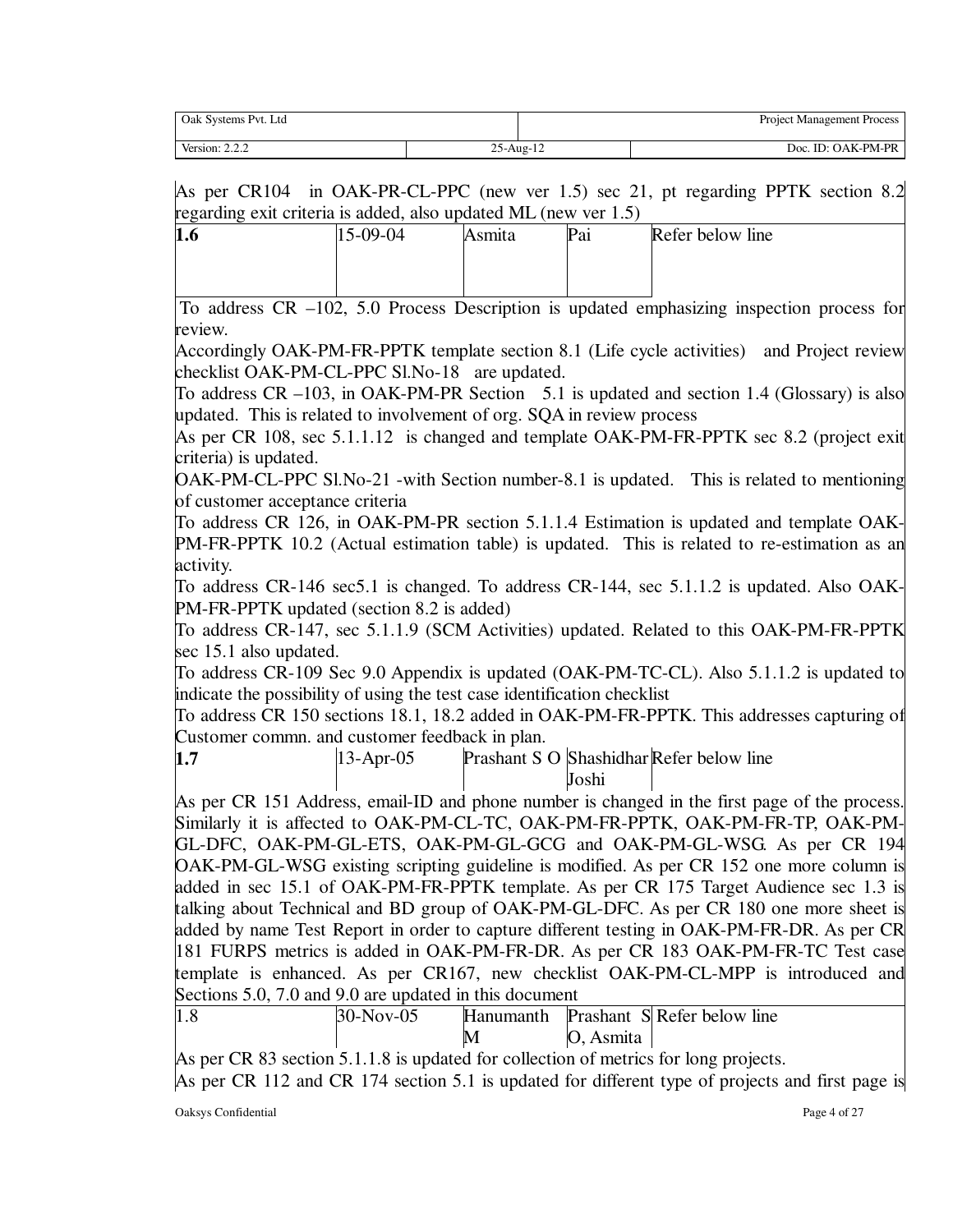As per CR104 in OAK-PR-CL-PPC (new ver 1.5) sec 21, pt regarding PPTK section 8.2 regarding exit criteria is added, also updated ML (new ver 1.5)

| | | | | |
|---|---|---|---|---|
| **1.6** | 15-09-04 | Asmita | Pai | Refer below line |

To address CR –102, 5.0 Process Description is updated emphasizing inspection process for review.

Accordingly OAK-PM-FR-PPTK template section 8.1 (Life cycle activities) and Project review checklist OAK-PM-CL-PPC Sl.No-18 are updated.

To address CR –103, in OAK-PM-PR Section 5.1 is updated and section 1.4 (Glossary) is also updated. This is related to involvement of org. SQA in review process

As per CR 108, sec 5.1.1.12 is changed and template OAK-PM-FR-PPTK sec 8.2 (project exit criteria) is updated.

OAK-PM-CL-PPC Sl.No-21 -with Section number-8.1 is updated. This is related to mentioning of customer acceptance criteria

To address CR 126, in OAK-PM-PR section 5.1.1.4 Estimation is updated and template OAK-PM-FR-PPTK 10.2 (Actual estimation table) is updated. This is related to re-estimation as an activity.

To address CR-146 sec5.1 is changed. To address CR-144, sec 5.1.1.2 is updated. Also OAK-PM-FR-PPTK updated (section 8.2 is added)

To address CR-147, sec 5.1.1.9 (SCM Activities) updated. Related to this OAK-PM-FR-PPTK sec 15.1 also updated.

To address CR-109 Sec 9.0 Appendix is updated (OAK-PM-TC-CL). Also 5.1.1.2 is updated to indicate the possibility of using the test case identification checklist

To address CR 150 sections 18.1, 18.2 added in OAK-PM-FR-PPTK. This addresses capturing of Customer commn. and customer feedback in plan.

| | | | | |
|---|---|---|---|---|
| **1.7** | 13-Apr-05 | Prashant S O | Shashidhar Joshi | Refer below line |

As per CR 151 Address, email-ID and phone number is changed in the first page of the process. Similarly it is affected to OAK-PM-CL-TC, OAK-PM-FR-PPTK, OAK-PM-FR-TP, OAK-PM-GL-DFC, OAK-PM-GL-ETS, OAK-PM-GL-GCG and OAK-PM-GL-WSG. As per CR 194 OAK-PM-GL-WSG existing scripting guideline is modified. As per CR 152 one more column is added in sec 15.1 of OAK-PM-FR-PPTK template. As per CR 175 Target Audience sec 1.3 is talking about Technical and BD group of OAK-PM-GL-DFC. As per CR 180 one more sheet is added by name Test Report in order to capture different testing in OAK-PM-FR-DR. As per CR 181 FURPS metrics is added in OAK-PM-FR-DR. As per CR 183 OAK-PM-FR-TC Test case template is enhanced. As per CR167, new checklist OAK-PM-CL-MPP is introduced and Sections 5.0, 7.0 and 9.0 are updated in this document

| | | | | |
|---|---|---|---|---|
| 1.8 | 30-Nov-05 | Hanumanth M | Prashant S O, Asmita | Refer below line |

As per CR 83 section 5.1.1.8 is updated for collection of metrics for long projects.

As per CR 112 and CR 174 section 5.1 is updated for different type of projects and first page is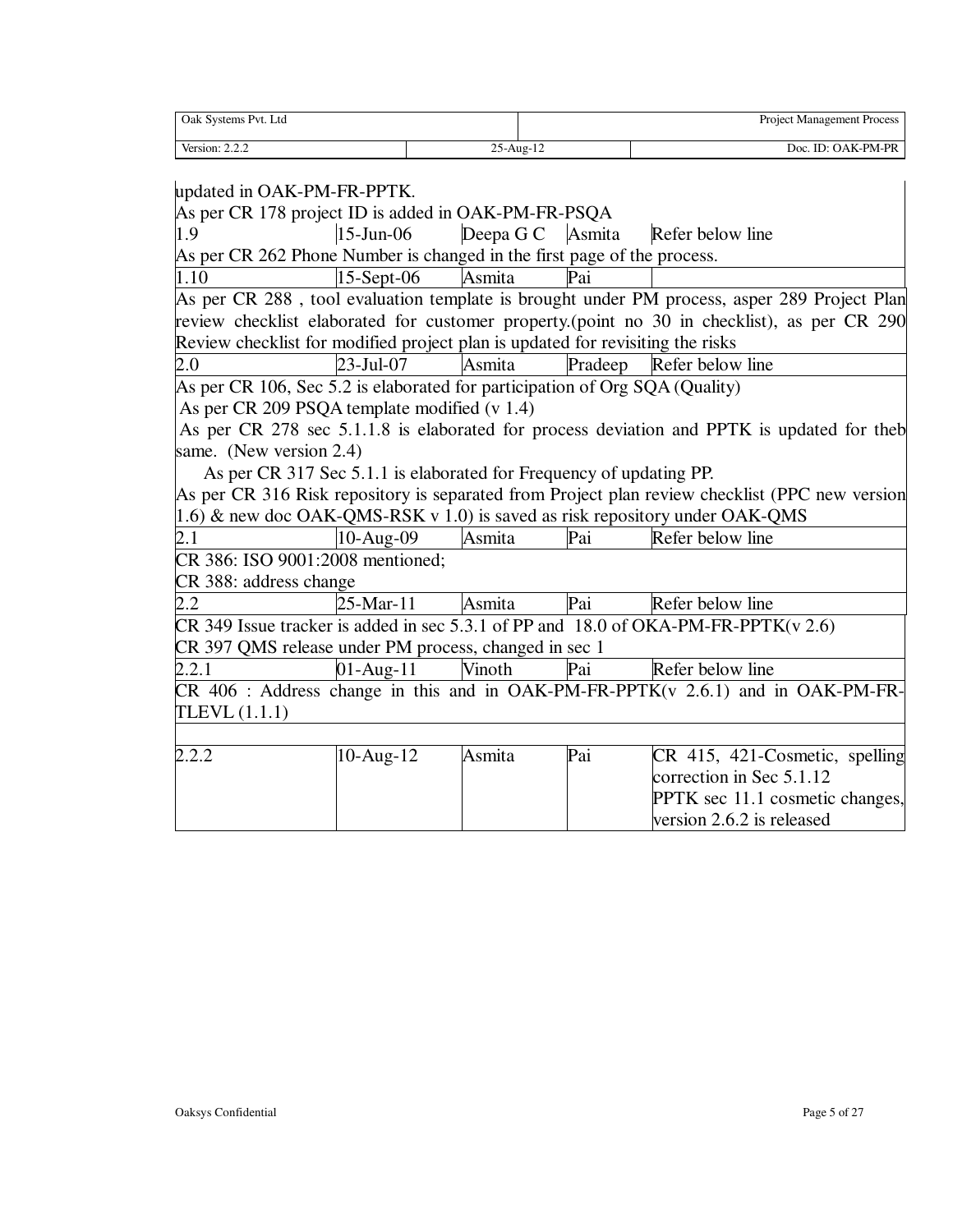| | | | | |
|---|---|---|---|---|
| updated in OAK-PM-FR-PPTK. As per CR 178 project ID is added in OAK-PM-FR-PSQA | | | | |
| 1.9 | 15-Jun-06 | Deepa G C | Asmita | Refer below line |
| As per CR 262 Phone Number is changed in the first page of the process. | | | | |
| 1.10 | 15-Sept-06 | Asmita | Pai | |
| As per CR 288 , tool evaluation template is brought under PM process, asper 289 Project Plan review checklist elaborated for customer property.(point no 30 in checklist), as per CR 290 Review checklist for modified project plan is updated for revisiting the risks | | | | |
| 2.0 | 23-Jul-07 | Asmita | Pradeep | Refer below line |
| As per CR 106, Sec 5.2 is elaborated for participation of Org SQA (Quality)<br>As per CR 209 PSQA template modified (v 1.4)<br>As per CR 278 sec 5.1.1.8 is elaborated for process deviation and PPTK is updated for theb same. (New version 2.4)<br>As per CR 317 Sec 5.1.1 is elaborated for Frequency of updating PP.<br>As per CR 316 Risk repository is separated from Project plan review checklist (PPC new version 1.6) & new doc OAK-QMS-RSK v 1.0) is saved as risk repository under OAK-QMS | | | | |
| 2.1 | 10-Aug-09 | Asmita | Pai | Refer below line |
| CR 386: ISO 9001:2008 mentioned;<br>CR 388: address change | | | | |
| 2.2 | 25-Mar-11 | Asmita | Pai | Refer below line |
| CR 349 Issue tracker is added in sec 5.3.1 of PP and 18.0 of OKA-PM-FR-PPTK(v 2.6)<br>CR 397 QMS release under PM process, changed in sec 1 | | | | |
| 2.2.1 | 01-Aug-11 | Vinoth | Pai | Refer below line |
| CR 406 : Address change in this and in OAK-PM-FR-PPTK(v 2.6.1) and in OAK-PM-FR-TLEVL (1.1.1) | | | | |
| | | | | |
| 2.2.2 | 10-Aug-12 | Asmita | Pai | CR 415, 421-Cosmetic, spelling correction in Sec 5.1.12<br>PPTK sec 11.1 cosmetic changes, version 2.6.2 is released |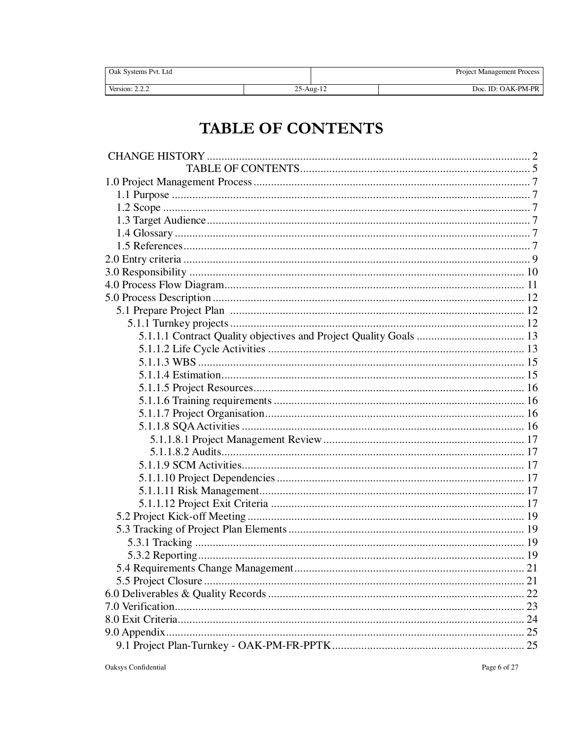# TABLE OF CONTENTS

CHANGE HISTORY .......... 2
TABLE OF CONTENTS .......... 5
1.0 Project Management Process .......... 7
  1.1 Purpose .......... 7
  1.2 Scope .......... 7
  1.3 Target Audience .......... 7
  1.4 Glossary .......... 7
  1.5 References .......... 7
2.0 Entry criteria .......... 9
3.0 Responsibility .......... 10
4.0 Process Flow Diagram .......... 11
5.0 Process Description .......... 12
  5.1 Prepare Project Plan .......... 12
    5.1.1 Turnkey projects .......... 12
      5.1.1.1 Contract Quality objectives and Project Quality Goals .......... 13
      5.1.1.2 Life Cycle Activities .......... 13
      5.1.1.3 WBS .......... 15
      5.1.1.4 Estimation .......... 15
      5.1.1.5 Project Resources .......... 16
      5.1.1.6 Training requirements .......... 16
      5.1.1.7 Project Organisation .......... 16
      5.1.1.8 SQA Activities .......... 16
        5.1.1.8.1 Project Management Review .......... 17
        5.1.1.8.2 Audits .......... 17
      5.1.1.9 SCM Activities .......... 17
      5.1.1.10 Project Dependencies .......... 17
      5.1.1.11 Risk Management .......... 17
      5.1.1.12 Project Exit Criteria .......... 17
  5.2 Project Kick-off Meeting .......... 19
  5.3 Tracking of Project Plan Elements .......... 19
    5.3.1 Tracking .......... 19
    5.3.2 Reporting .......... 19
  5.4 Requirements Change Management .......... 21
  5.5 Project Closure .......... 21
6.0 Deliverables & Quality Records .......... 22
7.0 Verification .......... 23
8.0 Exit Criteria .......... 24
9.0 Appendix .......... 25
  9.1 Project Plan-Turnkey - OAK-PM-FR-PPTK .......... 25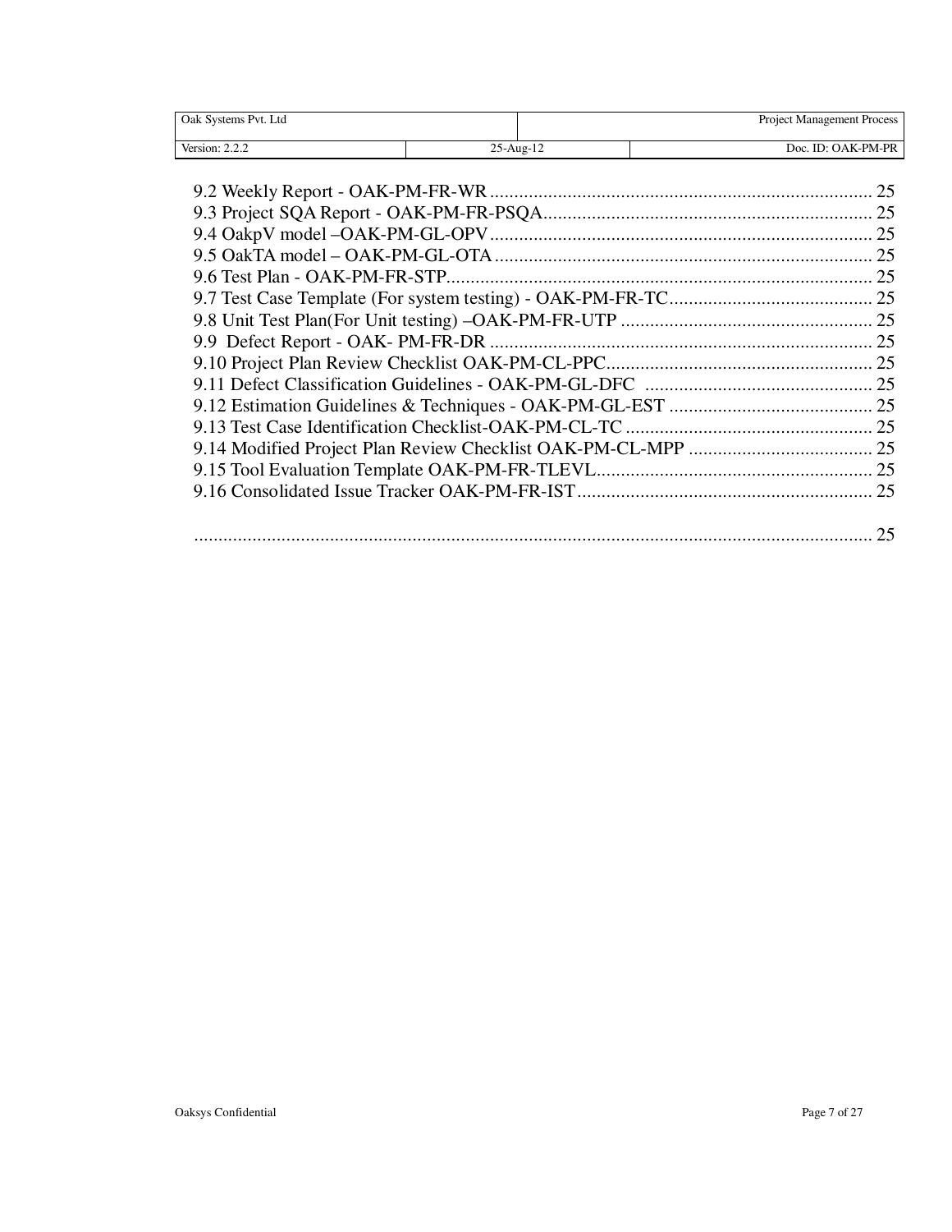9.2 Weekly Report - OAK-PM-FR-WR ........................................................................................ 25
9.3 Project SQA Report - OAK-PM-FR-PSQA.............................................................................. 25
9.4 OakpV model –OAK-PM-GL-OPV ......................................................................................... 25
9.5 OakTA model – OAK-PM-GL-OTA ........................................................................................ 25
9.6 Test Plan - OAK-PM-FR-STP.................................................................................................. 25
9.7 Test Case Template (For system testing) - OAK-PM-FR-TC................................................. 25
9.8 Unit Test Plan(For Unit testing) –OAK-PM-FR-UTP ............................................................ 25
9.9 Defect Report - OAK- PM-FR-DR ......................................................................................... 25
9.10 Project Plan Review Checklist OAK-PM-CL-PPC................................................................ 25
9.11 Defect Classification Guidelines - OAK-PM-GL-DFC ......................................................... 25
9.12 Estimation Guidelines & Techniques - OAK-PM-GL-EST ................................................... 25
9.13 Test Case Identification Checklist-OAK-PM-CL-TC ............................................................ 25
9.14 Modified Project Plan Review Checklist OAK-PM-CL-MPP ............................................... 25
9.15 Tool Evaluation Template OAK-PM-FR-TLEVL.................................................................. 25
9.16 Consolidated Issue Tracker OAK-PM-FR-IST ...................................................................... 25

............................................................................................................................................ 25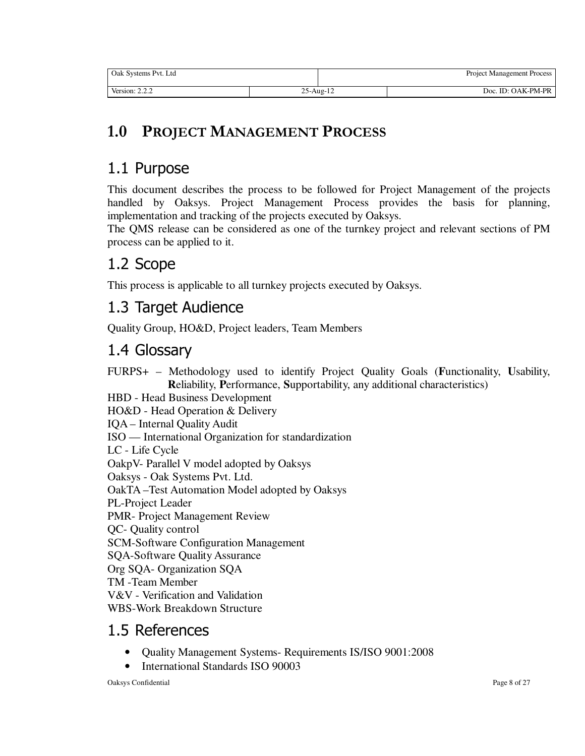# 1.0 PROJECT MANAGEMENT PROCESS

## 1.1 Purpose

This document describes the process to be followed for Project Management of the projects handled by Oaksys. Project Management Process provides the basis for planning, implementation and tracking of the projects executed by Oaksys.
The QMS release can be considered as one of the turnkey project and relevant sections of PM process can be applied to it.

## 1.2 Scope

This process is applicable to all turnkey projects executed by Oaksys.

## 1.3 Target Audience

Quality Group, HO&D, Project leaders, Team Members

## 1.4 Glossary

FURPS+ – Methodology used to identify Project Quality Goals (**F**unctionality, **U**sability, **R**eliability, **P**erformance, **S**upportability, any additional characteristics)
HBD - Head Business Development
HO&D - Head Operation & Delivery
IQA – Internal Quality Audit
ISO — International Organization for standardization
LC - Life Cycle
OakpV- Parallel V model adopted by Oaksys
Oaksys - Oak Systems Pvt. Ltd.
OakTA –Test Automation Model adopted by Oaksys
PL-Project Leader
PMR- Project Management Review
QC- Quality control
SCM-Software Configuration Management
SQA-Software Quality Assurance
Org SQA- Organization SQA
TM -Team Member
V&V - Verification and Validation
WBS-Work Breakdown Structure

## 1.5 References

- Quality Management Systems- Requirements IS/ISO 9001:2008
- International Standards ISO 90003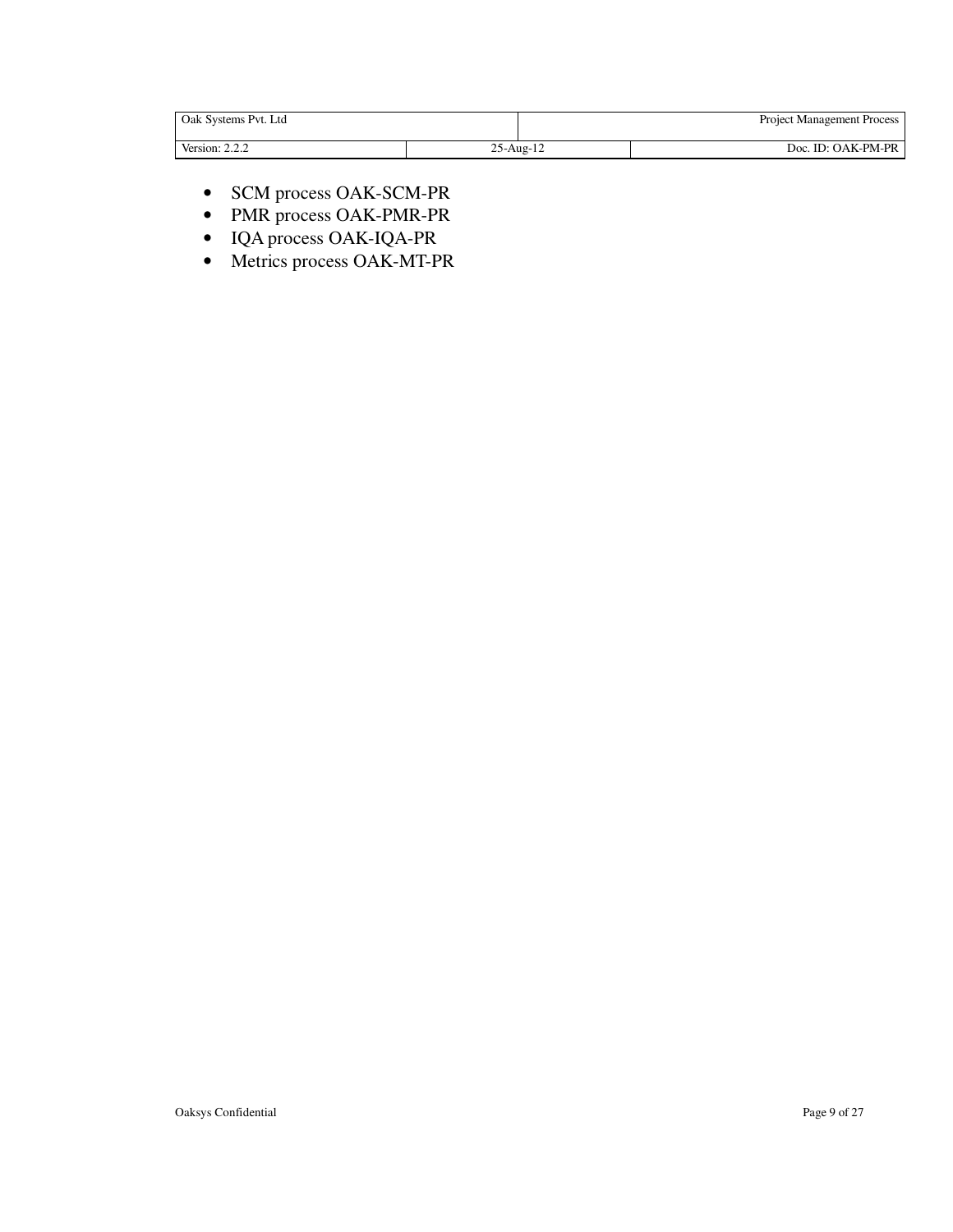- SCM process OAK-SCM-PR
- PMR process OAK-PMR-PR
- IQA process OAK-IQA-PR
- Metrics process OAK-MT-PR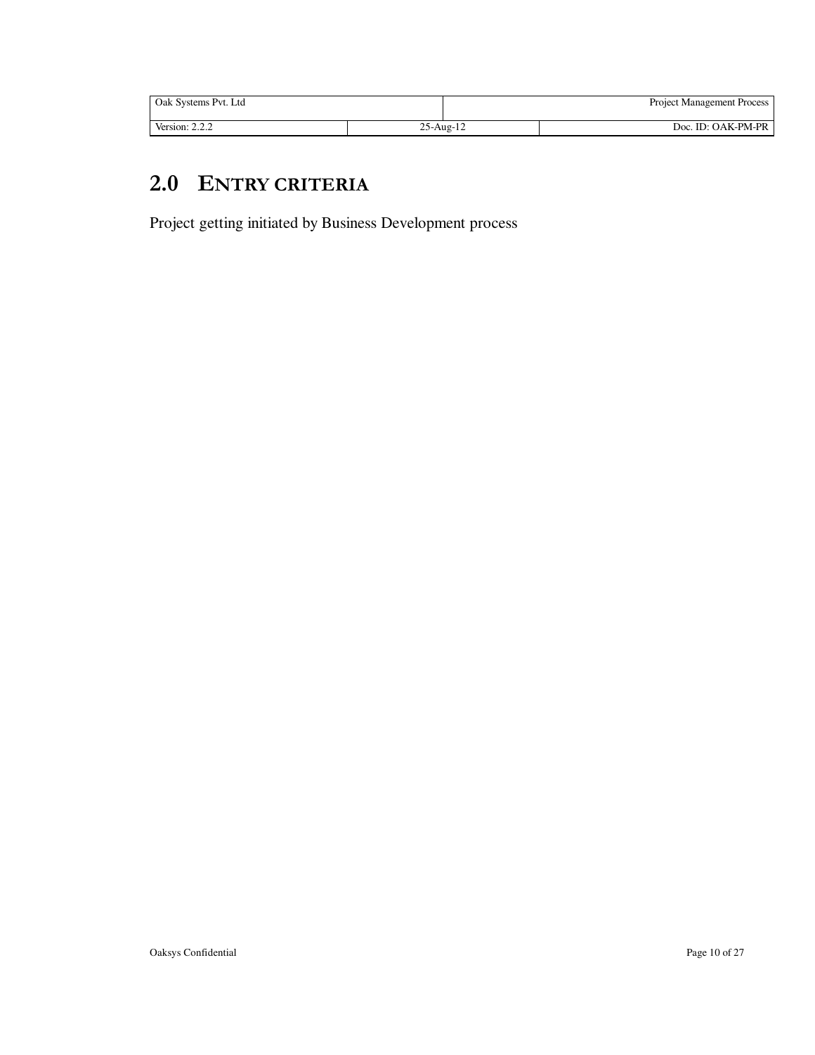## 2.0 ENTRY CRITERIA

Project getting initiated by Business Development process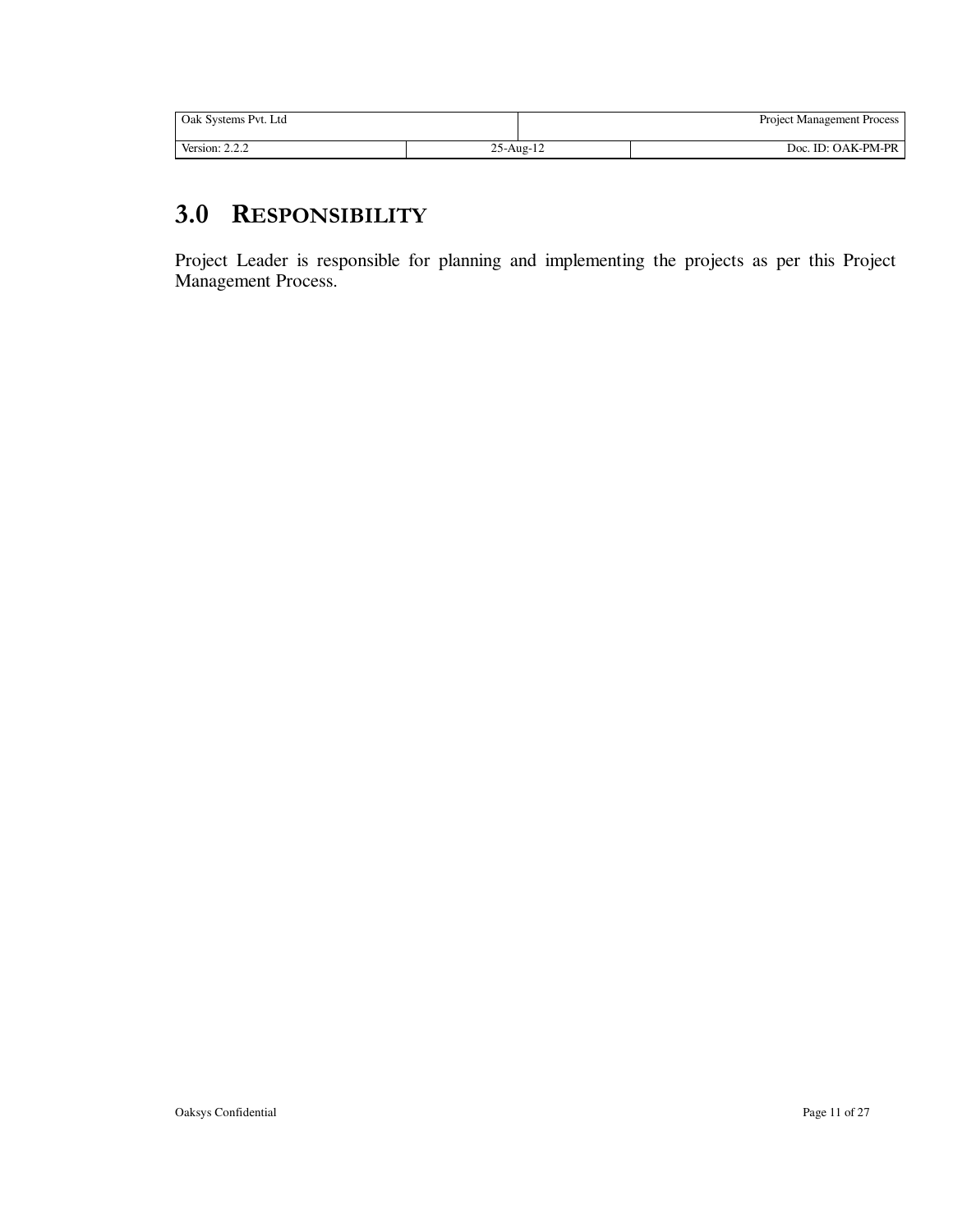# 3.0 RESPONSIBILITY

Project Leader is responsible for planning and implementing the projects as per this Project Management Process.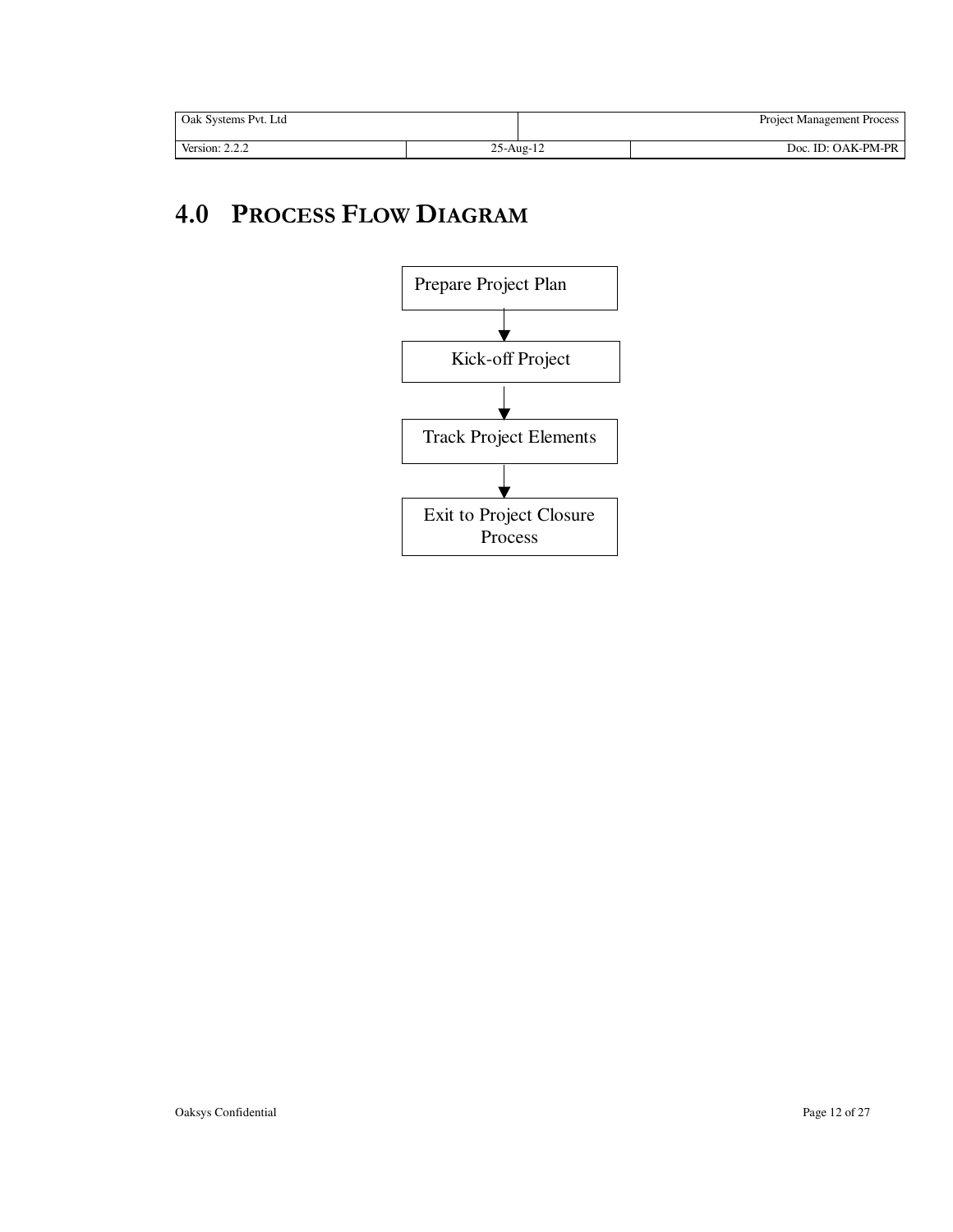# 4.0 PROCESS FLOW DIAGRAM

Prepare Project Plan

↓

Kick-off Project

↓

Track Project Elements

↓

Exit to Project Closure Process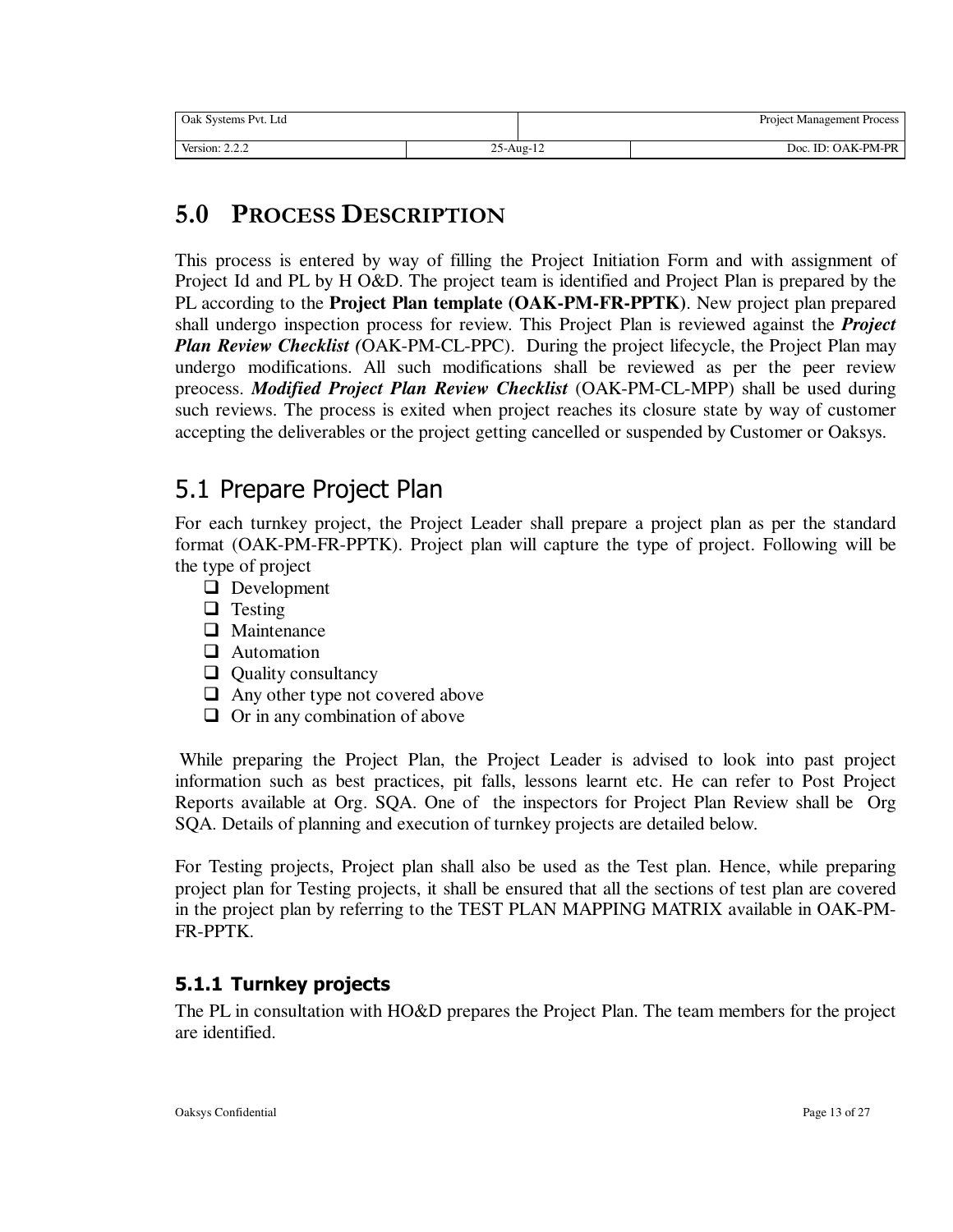# 5.0 PROCESS DESCRIPTION

This process is entered by way of filling the Project Initiation Form and with assignment of Project Id and PL by H O&D. The project team is identified and Project Plan is prepared by the PL according to the **Project Plan template (OAK-PM-FR-PPTK)**. New project plan prepared shall undergo inspection process for review. This Project Plan is reviewed against the ***Project Plan Review Checklist (***OAK-PM-CL-PPC). During the project lifecycle, the Project Plan may undergo modifications. All such modifications shall be reviewed as per the peer review preocess. ***Modified Project Plan Review Checklist*** (OAK-PM-CL-MPP) shall be used during such reviews. The process is exited when project reaches its closure state by way of customer accepting the deliverables or the project getting cancelled or suspended by Customer or Oaksys.

## 5.1 Prepare Project Plan

For each turnkey project, the Project Leader shall prepare a project plan as per the standard format (OAK-PM-FR-PPTK). Project plan will capture the type of project. Following will be the type of project

- Development
- Testing
- Maintenance
- Automation
- Quality consultancy
- Any other type not covered above
- Or in any combination of above

While preparing the Project Plan, the Project Leader is advised to look into past project information such as best practices, pit falls, lessons learnt etc. He can refer to Post Project Reports available at Org. SQA. One of the inspectors for Project Plan Review shall be Org SQA. Details of planning and execution of turnkey projects are detailed below.

For Testing projects, Project plan shall also be used as the Test plan. Hence, while preparing project plan for Testing projects, it shall be ensured that all the sections of test plan are covered in the project plan by referring to the TEST PLAN MAPPING MATRIX available in OAK-PM-FR-PPTK.

### 5.1.1 Turnkey projects

The PL in consultation with HO&D prepares the Project Plan. The team members for the project are identified.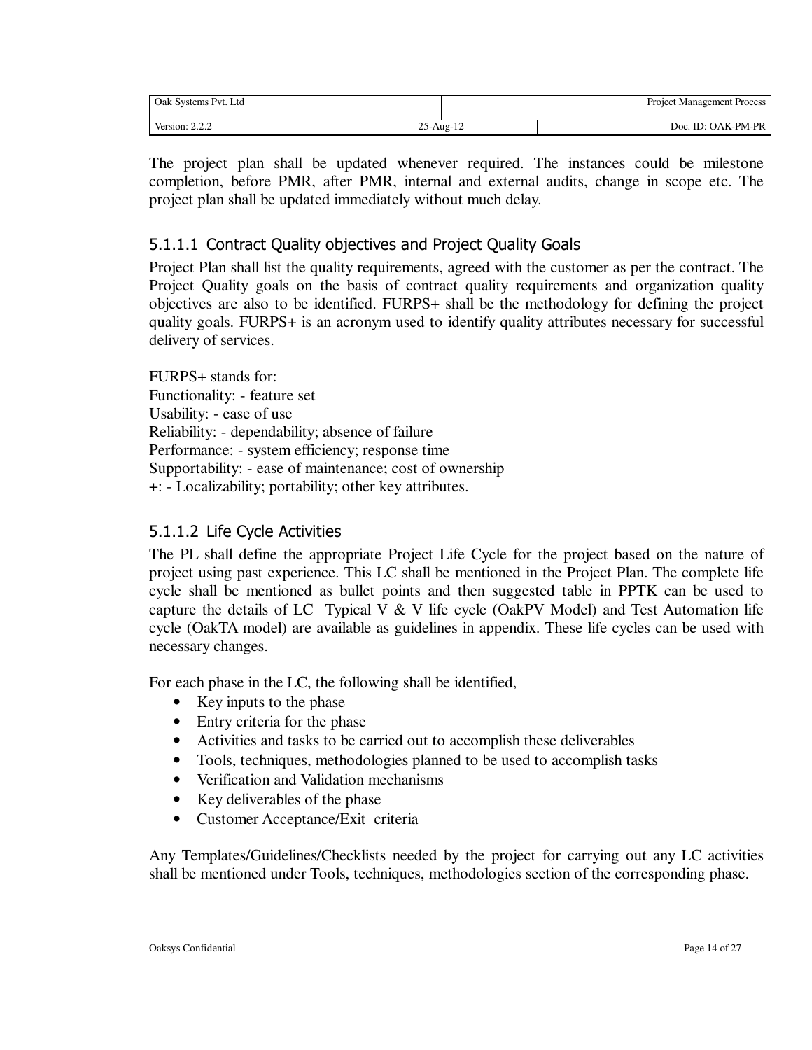The project plan shall be updated whenever required. The instances could be milestone completion, before PMR, after PMR, internal and external audits, change in scope etc. The project plan shall be updated immediately without much delay.

#### 5.1.1.1 Contract Quality objectives and Project Quality Goals

Project Plan shall list the quality requirements, agreed with the customer as per the contract. The Project Quality goals on the basis of contract quality requirements and organization quality objectives are also to be identified. FURPS+ shall be the methodology for defining the project quality goals. FURPS+ is an acronym used to identify quality attributes necessary for successful delivery of services.

FURPS+ stands for:
Functionality: - feature set
Usability: - ease of use
Reliability: - dependability; absence of failure
Performance: - system efficiency; response time
Supportability: - ease of maintenance; cost of ownership
+: - Localizability; portability; other key attributes.

#### 5.1.1.2 Life Cycle Activities

The PL shall define the appropriate Project Life Cycle for the project based on the nature of project using past experience. This LC shall be mentioned in the Project Plan. The complete life cycle shall be mentioned as bullet points and then suggested table in PPTK can be used to capture the details of LC Typical V & V life cycle (OakPV Model) and Test Automation life cycle (OakTA model) are available as guidelines in appendix. These life cycles can be used with necessary changes.

For each phase in the LC, the following shall be identified,

- Key inputs to the phase
- Entry criteria for the phase
- Activities and tasks to be carried out to accomplish these deliverables
- Tools, techniques, methodologies planned to be used to accomplish tasks
- Verification and Validation mechanisms
- Key deliverables of the phase
- Customer Acceptance/Exit criteria

Any Templates/Guidelines/Checklists needed by the project for carrying out any LC activities shall be mentioned under Tools, techniques, methodologies section of the corresponding phase.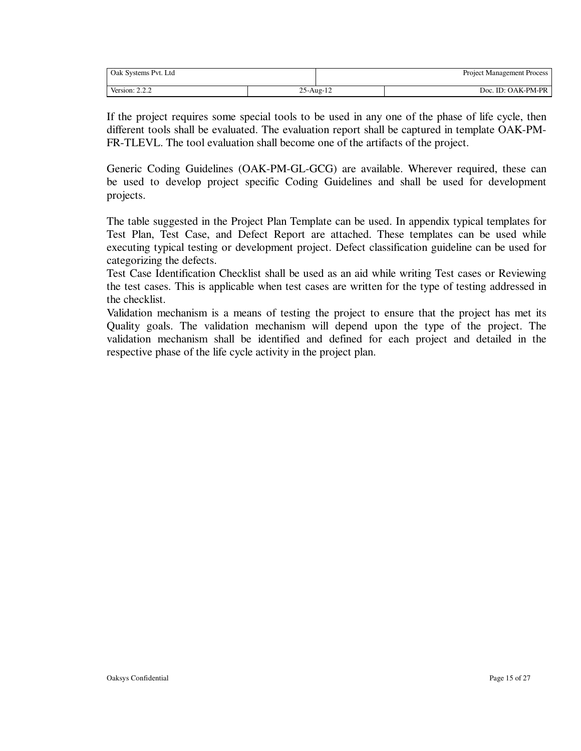If the project requires some special tools to be used in any one of the phase of life cycle, then different tools shall be evaluated. The evaluation report shall be captured in template OAK-PM-FR-TLEVL. The tool evaluation shall become one of the artifacts of the project.

Generic Coding Guidelines (OAK-PM-GL-GCG) are available. Wherever required, these can be used to develop project specific Coding Guidelines and shall be used for development projects.

The table suggested in the Project Plan Template can be used. In appendix typical templates for Test Plan, Test Case, and Defect Report are attached. These templates can be used while executing typical testing or development project. Defect classification guideline can be used for categorizing the defects.

Test Case Identification Checklist shall be used as an aid while writing Test cases or Reviewing the test cases. This is applicable when test cases are written for the type of testing addressed in the checklist.

Validation mechanism is a means of testing the project to ensure that the project has met its Quality goals. The validation mechanism will depend upon the type of the project. The validation mechanism shall be identified and defined for each project and detailed in the respective phase of the life cycle activity in the project plan.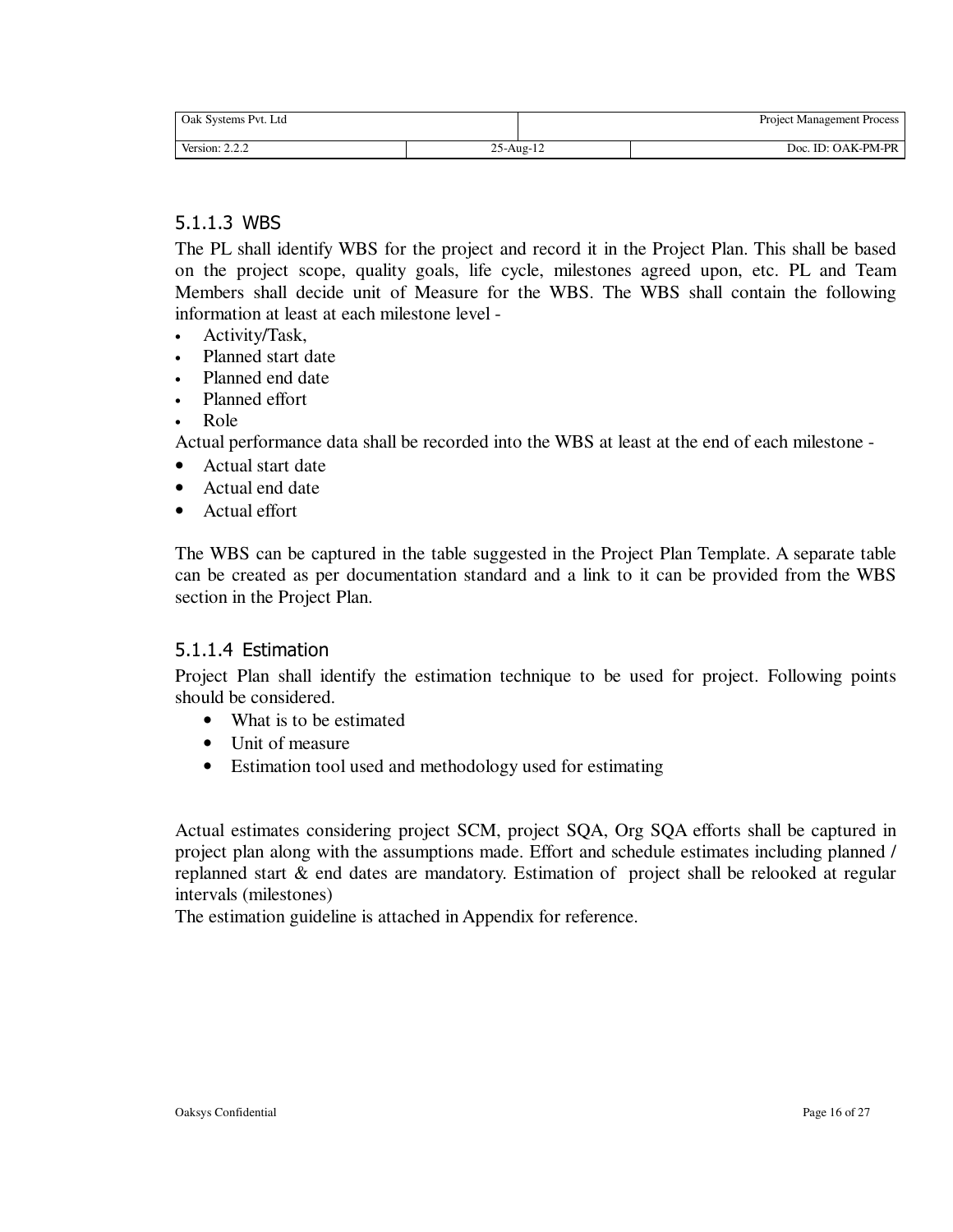#### 5.1.1.3 WBS

The PL shall identify WBS for the project and record it in the Project Plan. This shall be based on the project scope, quality goals, life cycle, milestones agreed upon, etc. PL and Team Members shall decide unit of Measure for the WBS. The WBS shall contain the following information at least at each milestone level -

- Activity/Task,
- Planned start date
- Planned end date
- Planned effort
- Role

Actual performance data shall be recorded into the WBS at least at the end of each milestone -

- Actual start date
- Actual end date
- Actual effort

The WBS can be captured in the table suggested in the Project Plan Template. A separate table can be created as per documentation standard and a link to it can be provided from the WBS section in the Project Plan.

#### 5.1.1.4 Estimation

Project Plan shall identify the estimation technique to be used for project. Following points should be considered.

- What is to be estimated
- Unit of measure
- Estimation tool used and methodology used for estimating

Actual estimates considering project SCM, project SQA, Org SQA efforts shall be captured in project plan along with the assumptions made. Effort and schedule estimates including planned / replanned start & end dates are mandatory. Estimation of project shall be relooked at regular intervals (milestones)

The estimation guideline is attached in Appendix for reference.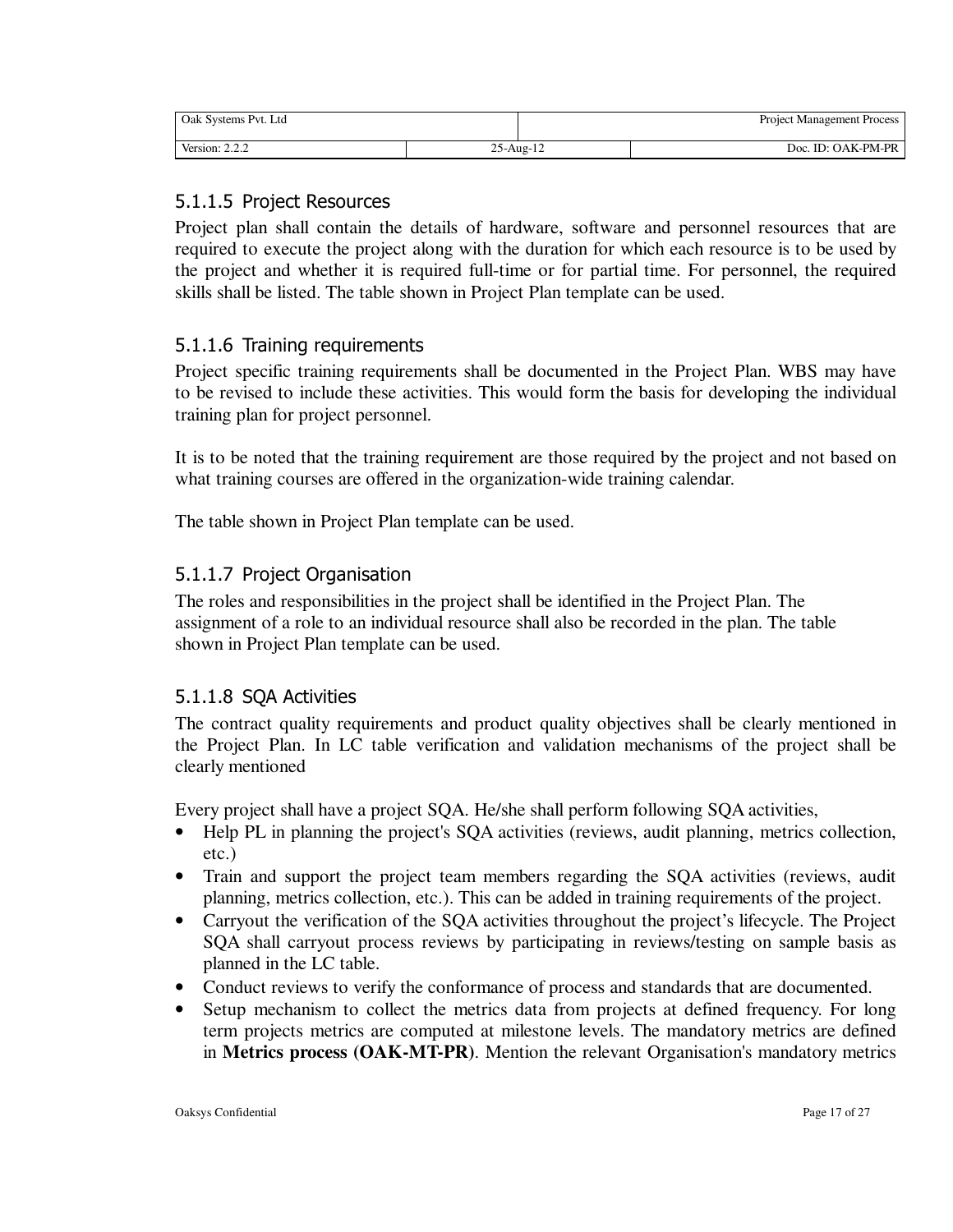#### 5.1.1.5 Project Resources

Project plan shall contain the details of hardware, software and personnel resources that are required to execute the project along with the duration for which each resource is to be used by the project and whether it is required full-time or for partial time. For personnel, the required skills shall be listed. The table shown in Project Plan template can be used.

#### 5.1.1.6 Training requirements

Project specific training requirements shall be documented in the Project Plan. WBS may have to be revised to include these activities. This would form the basis for developing the individual training plan for project personnel.

It is to be noted that the training requirement are those required by the project and not based on what training courses are offered in the organization-wide training calendar.

The table shown in Project Plan template can be used.

#### 5.1.1.7 Project Organisation

The roles and responsibilities in the project shall be identified in the Project Plan. The assignment of a role to an individual resource shall also be recorded in the plan. The table shown in Project Plan template can be used.

#### 5.1.1.8 SQA Activities

The contract quality requirements and product quality objectives shall be clearly mentioned in the Project Plan. In LC table verification and validation mechanisms of the project shall be clearly mentioned

Every project shall have a project SQA. He/she shall perform following SQA activities,

- Help PL in planning the project's SQA activities (reviews, audit planning, metrics collection, etc.)
- Train and support the project team members regarding the SQA activities (reviews, audit planning, metrics collection, etc.). This can be added in training requirements of the project.
- Carryout the verification of the SQA activities throughout the project's lifecycle. The Project SQA shall carryout process reviews by participating in reviews/testing on sample basis as planned in the LC table.
- Conduct reviews to verify the conformance of process and standards that are documented.
- Setup mechanism to collect the metrics data from projects at defined frequency. For long term projects metrics are computed at milestone levels. The mandatory metrics are defined in **Metrics process (OAK-MT-PR)**. Mention the relevant Organisation's mandatory metrics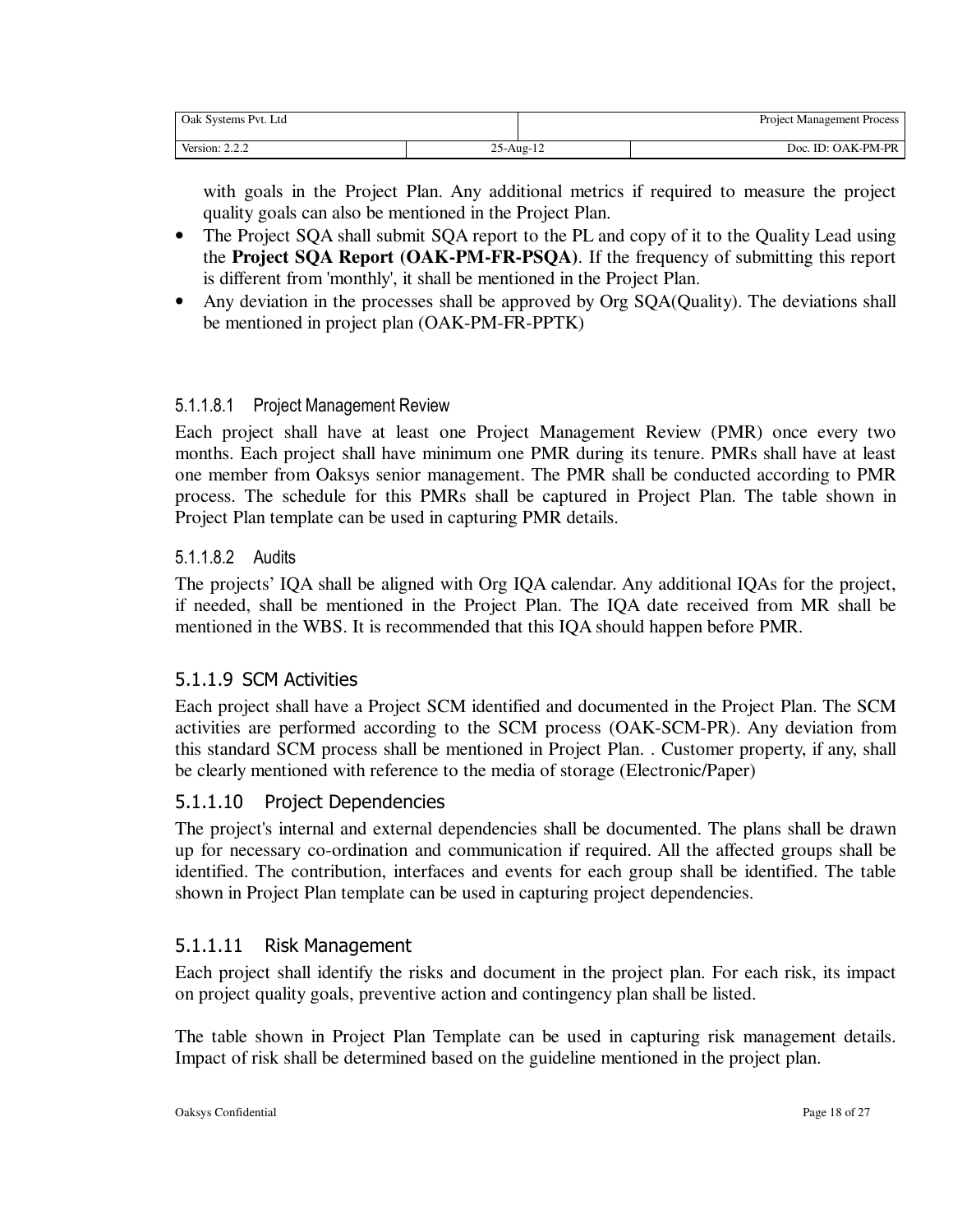with goals in the Project Plan. Any additional metrics if required to measure the project quality goals can also be mentioned in the Project Plan.

- The Project SQA shall submit SQA report to the PL and copy of it to the Quality Lead using the **Project SQA Report (OAK-PM-FR-PSQA)**. If the frequency of submitting this report is different from 'monthly', it shall be mentioned in the Project Plan.
- Any deviation in the processes shall be approved by Org SQA(Quality). The deviations shall be mentioned in project plan (OAK-PM-FR-PPTK)

##### 5.1.1.8.1 Project Management Review

Each project shall have at least one Project Management Review (PMR) once every two months. Each project shall have minimum one PMR during its tenure. PMRs shall have at least one member from Oaksys senior management. The PMR shall be conducted according to PMR process. The schedule for this PMRs shall be captured in Project Plan. The table shown in Project Plan template can be used in capturing PMR details.

##### 5.1.1.8.2 Audits

The projects' IQA shall be aligned with Org IQA calendar. Any additional IQAs for the project, if needed, shall be mentioned in the Project Plan. The IQA date received from MR shall be mentioned in the WBS. It is recommended that this IQA should happen before PMR.

#### 5.1.1.9 SCM Activities

Each project shall have a Project SCM identified and documented in the Project Plan. The SCM activities are performed according to the SCM process (OAK-SCM-PR). Any deviation from this standard SCM process shall be mentioned in Project Plan. . Customer property, if any, shall be clearly mentioned with reference to the media of storage (Electronic/Paper)

#### 5.1.1.10 Project Dependencies

The project's internal and external dependencies shall be documented. The plans shall be drawn up for necessary co-ordination and communication if required. All the affected groups shall be identified. The contribution, interfaces and events for each group shall be identified. The table shown in Project Plan template can be used in capturing project dependencies.

#### 5.1.1.11 Risk Management

Each project shall identify the risks and document in the project plan. For each risk, its impact on project quality goals, preventive action and contingency plan shall be listed.

The table shown in Project Plan Template can be used in capturing risk management details. Impact of risk shall be determined based on the guideline mentioned in the project plan.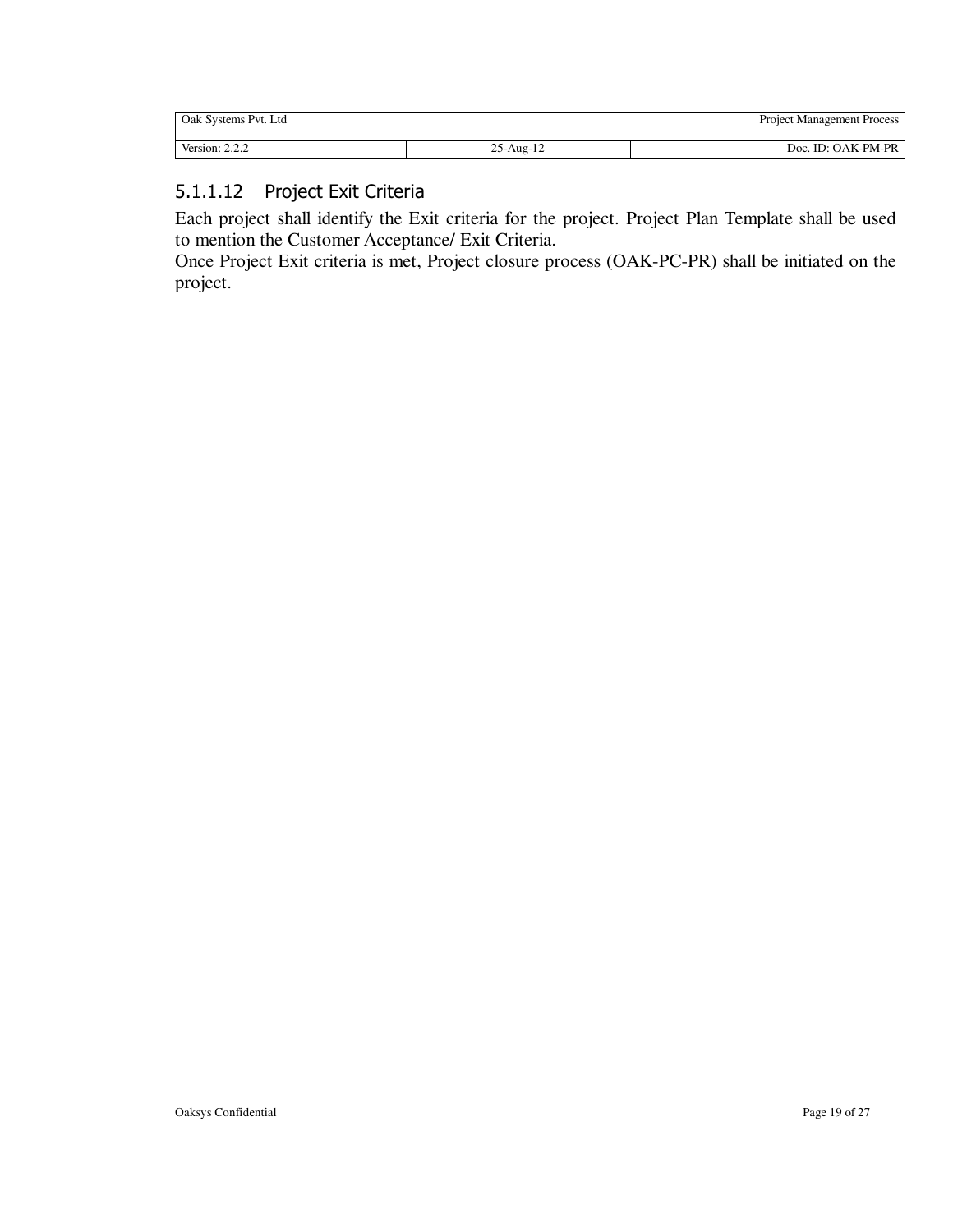#### 5.1.1.12 Project Exit Criteria

Each project shall identify the Exit criteria for the project. Project Plan Template shall be used to mention the Customer Acceptance/ Exit Criteria.

Once Project Exit criteria is met, Project closure process (OAK-PC-PR) shall be initiated on the project.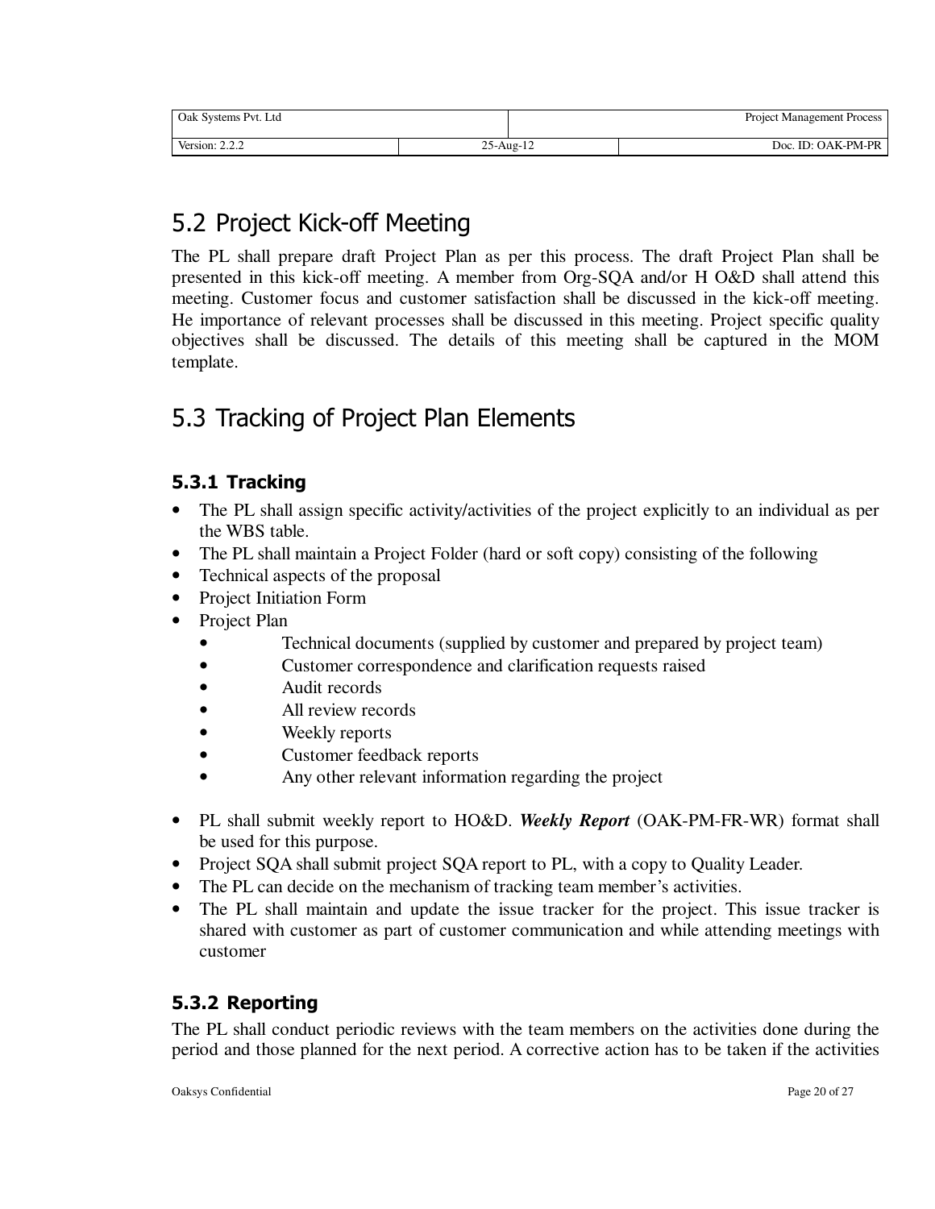## 5.2 Project Kick-off Meeting

The PL shall prepare draft Project Plan as per this process. The draft Project Plan shall be presented in this kick-off meeting. A member from Org-SQA and/or H O&D shall attend this meeting. Customer focus and customer satisfaction shall be discussed in the kick-off meeting. He importance of relevant processes shall be discussed in this meeting. Project specific quality objectives shall be discussed. The details of this meeting shall be captured in the MOM template.

## 5.3 Tracking of Project Plan Elements

### 5.3.1 Tracking

- The PL shall assign specific activity/activities of the project explicitly to an individual as per the WBS table.
- The PL shall maintain a Project Folder (hard or soft copy) consisting of the following
- Technical aspects of the proposal
- Project Initiation Form
- Project Plan
  - Technical documents (supplied by customer and prepared by project team)
  - Customer correspondence and clarification requests raised
  - Audit records
  - All review records
  - Weekly reports
  - Customer feedback reports
  - Any other relevant information regarding the project

- PL shall submit weekly report to HO&D. ***Weekly Report*** (OAK-PM-FR-WR) format shall be used for this purpose.
- Project SQA shall submit project SQA report to PL, with a copy to Quality Leader.
- The PL can decide on the mechanism of tracking team member's activities.
- The PL shall maintain and update the issue tracker for the project. This issue tracker is shared with customer as part of customer communication and while attending meetings with customer

### 5.3.2 Reporting

The PL shall conduct periodic reviews with the team members on the activities done during the period and those planned for the next period. A corrective action has to be taken if the activities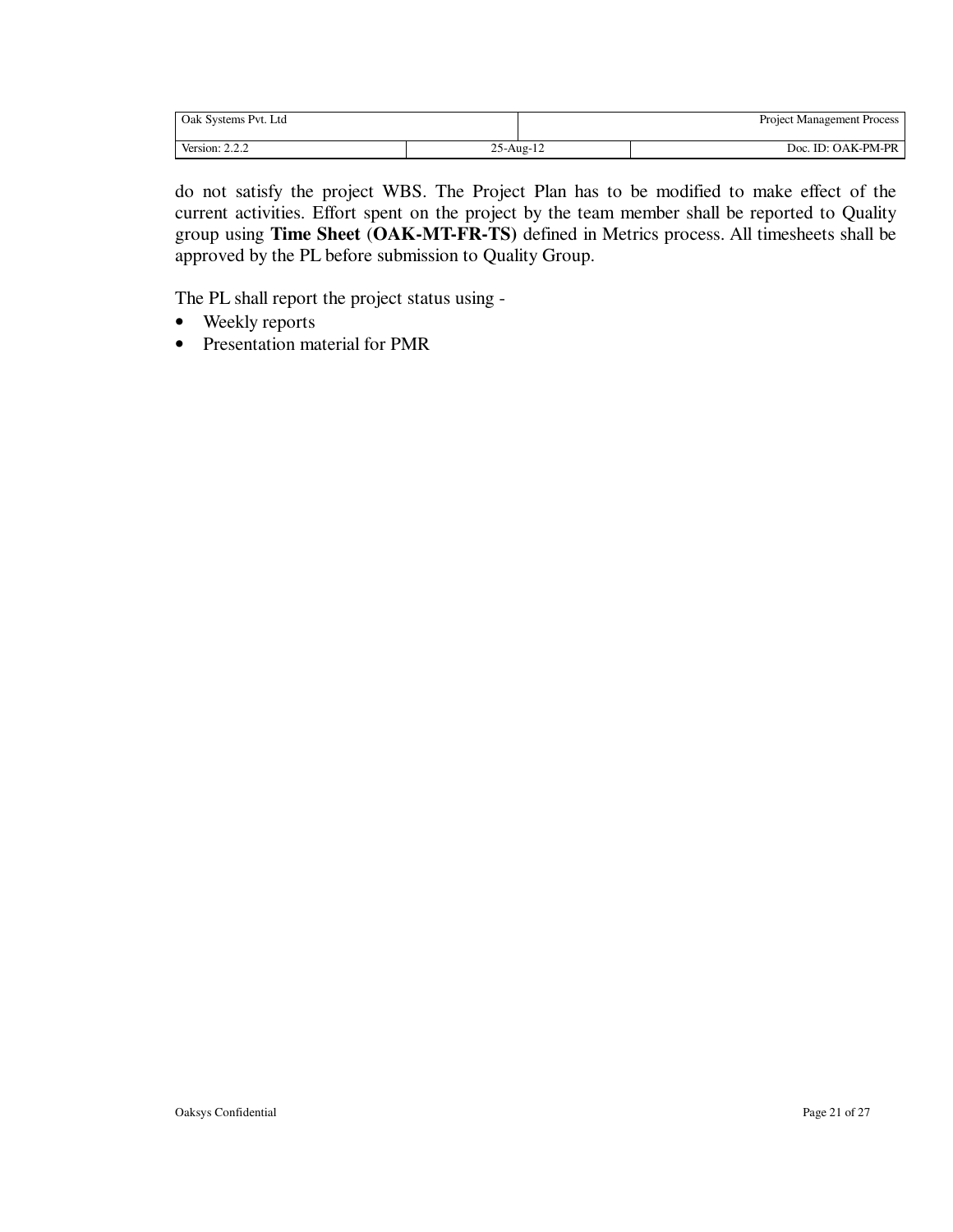do not satisfy the project WBS. The Project Plan has to be modified to make effect of the current activities. Effort spent on the project by the team member shall be reported to Quality group using **Time Sheet** (**OAK-MT-FR-TS)** defined in Metrics process. All timesheets shall be approved by the PL before submission to Quality Group.

The PL shall report the project status using -

- Weekly reports
- Presentation material for PMR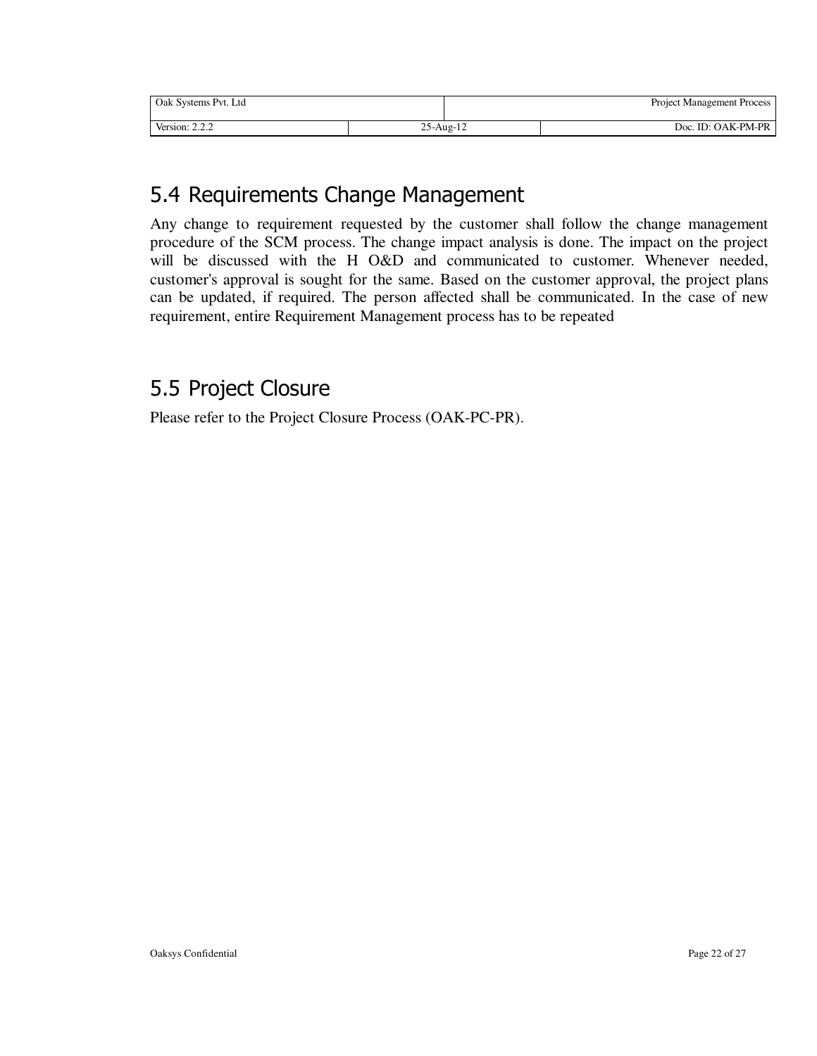## 5.4 Requirements Change Management

Any change to requirement requested by the customer shall follow the change management procedure of the SCM process. The change impact analysis is done. The impact on the project will be discussed with the H O&D and communicated to customer. Whenever needed, customer's approval is sought for the same. Based on the customer approval, the project plans can be updated, if required. The person affected shall be communicated. In the case of new requirement, entire Requirement Management process has to be repeated

## 5.5 Project Closure

Please refer to the Project Closure Process (OAK-PC-PR).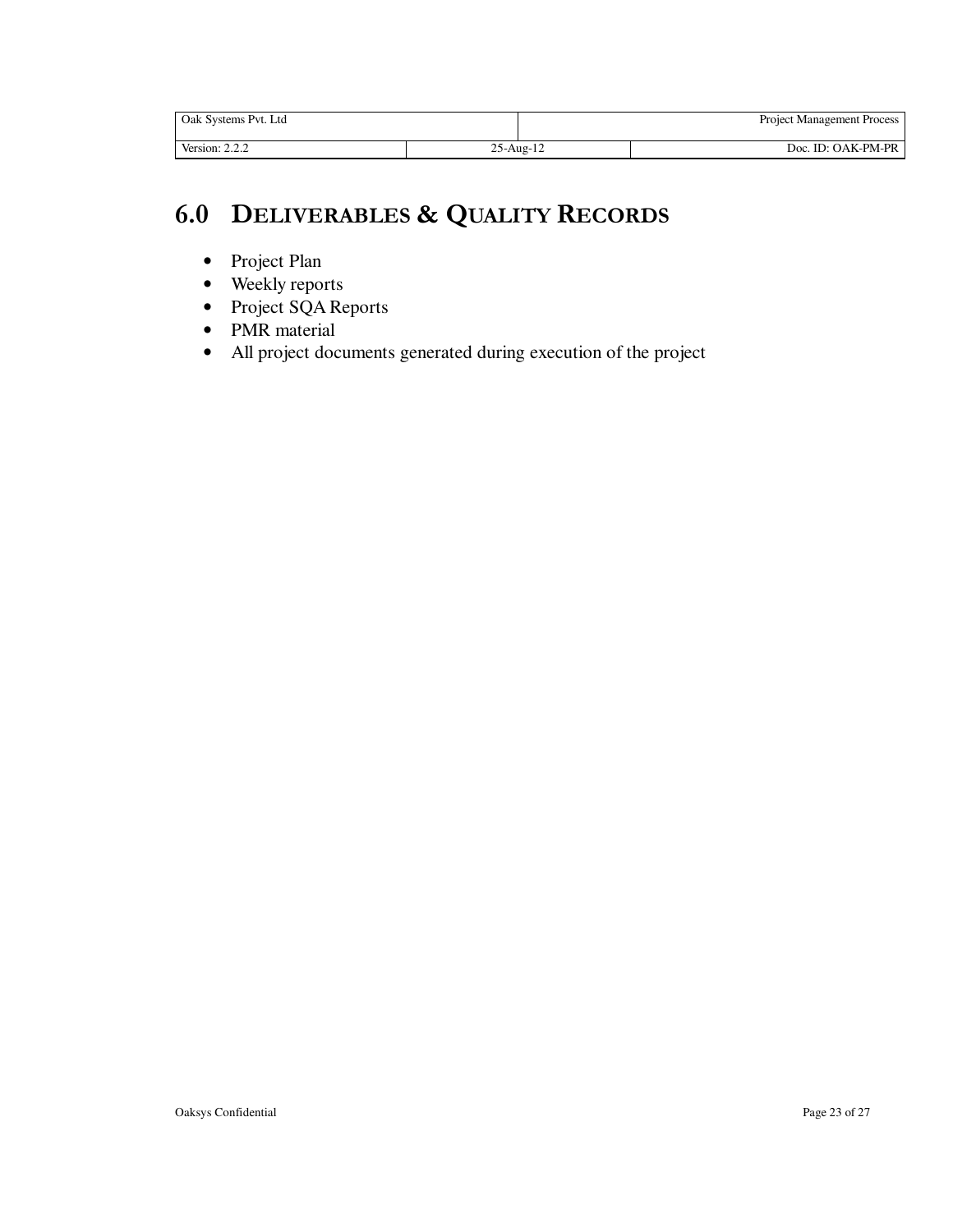# 6.0 DELIVERABLES & QUALITY RECORDS

- Project Plan
- Weekly reports
- Project SQA Reports
- PMR material
- All project documents generated during execution of the project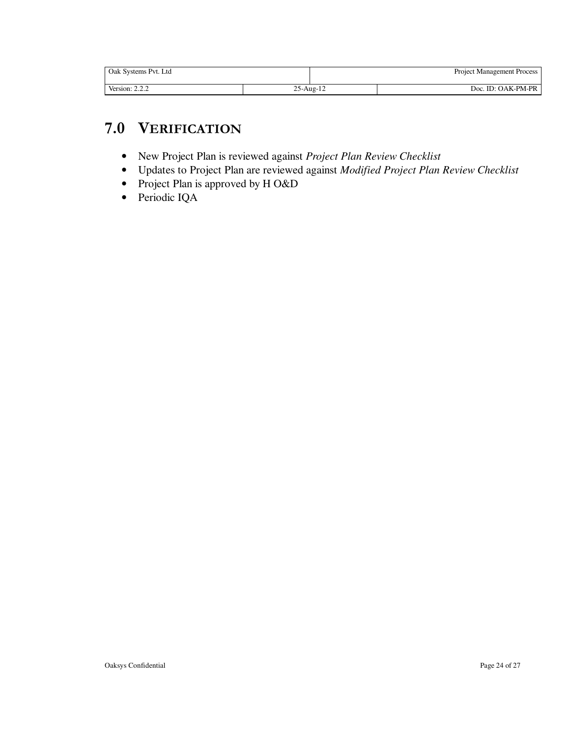# 7.0 VERIFICATION

- New Project Plan is reviewed against *Project Plan Review Checklist*
- Updates to Project Plan are reviewed against *Modified Project Plan Review Checklist*
- Project Plan is approved by H O&D
- Periodic IQA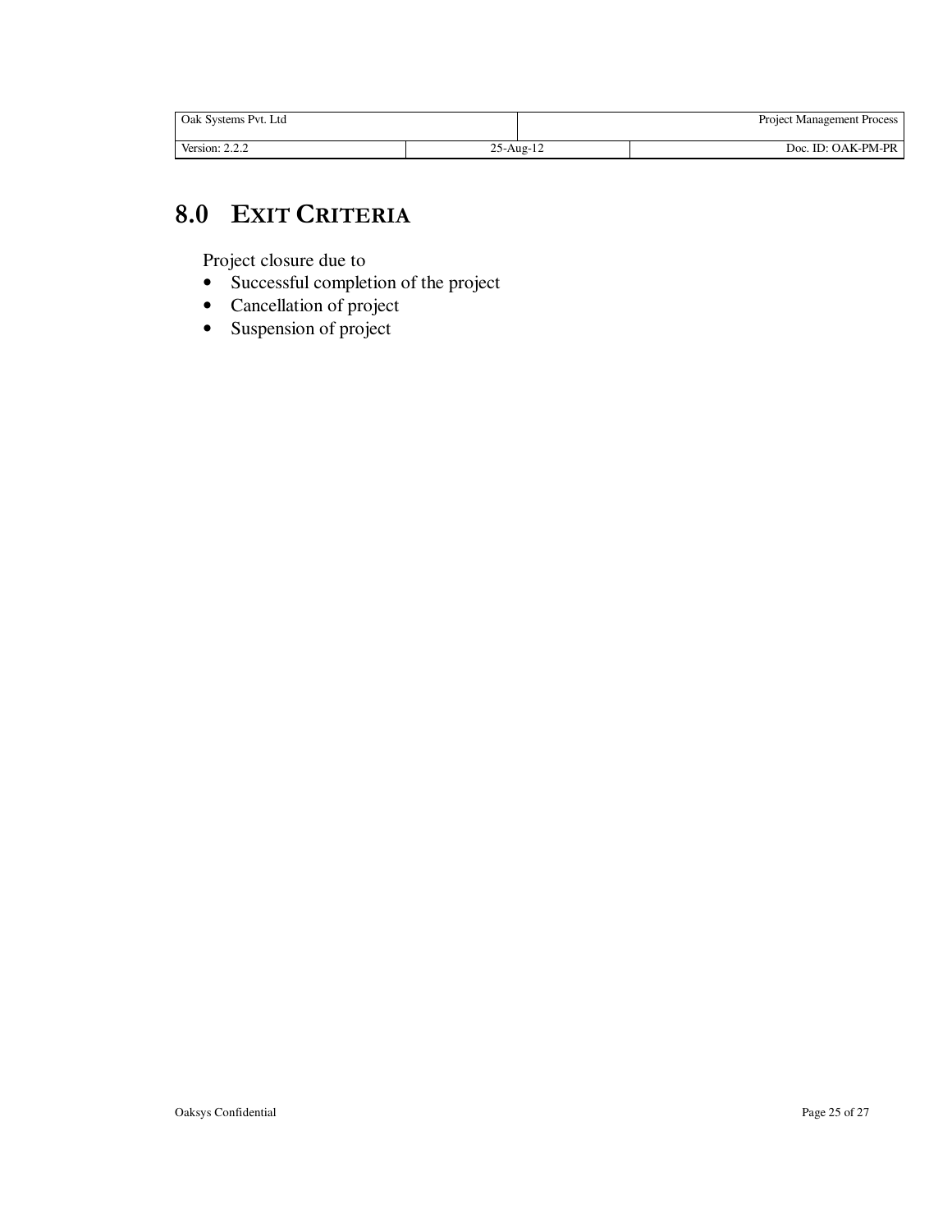# 8.0 EXIT CRITERIA

Project closure due to

- Successful completion of the project
- Cancellation of project
- Suspension of project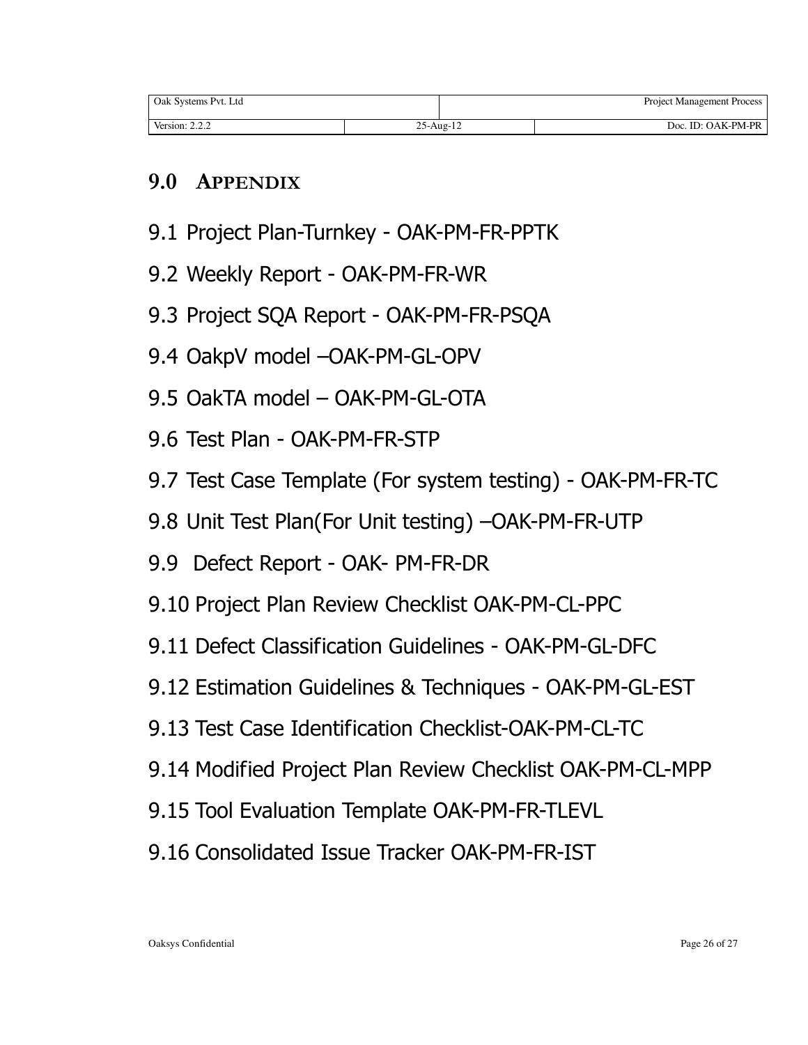# 9.0 APPENDIX

9.1 Project Plan-Turnkey - OAK-PM-FR-PPTK

9.2 Weekly Report - OAK-PM-FR-WR

9.3 Project SQA Report - OAK-PM-FR-PSQA

9.4 OakpV model –OAK-PM-GL-OPV

9.5 OakTA model – OAK-PM-GL-OTA

9.6 Test Plan - OAK-PM-FR-STP

9.7 Test Case Template (For system testing) - OAK-PM-FR-TC

9.8 Unit Test Plan(For Unit testing) –OAK-PM-FR-UTP

9.9 Defect Report - OAK- PM-FR-DR

9.10 Project Plan Review Checklist OAK-PM-CL-PPC

9.11 Defect Classification Guidelines - OAK-PM-GL-DFC

9.12 Estimation Guidelines & Techniques - OAK-PM-GL-EST

9.13 Test Case Identification Checklist-OAK-PM-CL-TC

9.14 Modified Project Plan Review Checklist OAK-PM-CL-MPP

9.15 Tool Evaluation Template OAK-PM-FR-TLEVL

9.16 Consolidated Issue Tracker OAK-PM-FR-IST